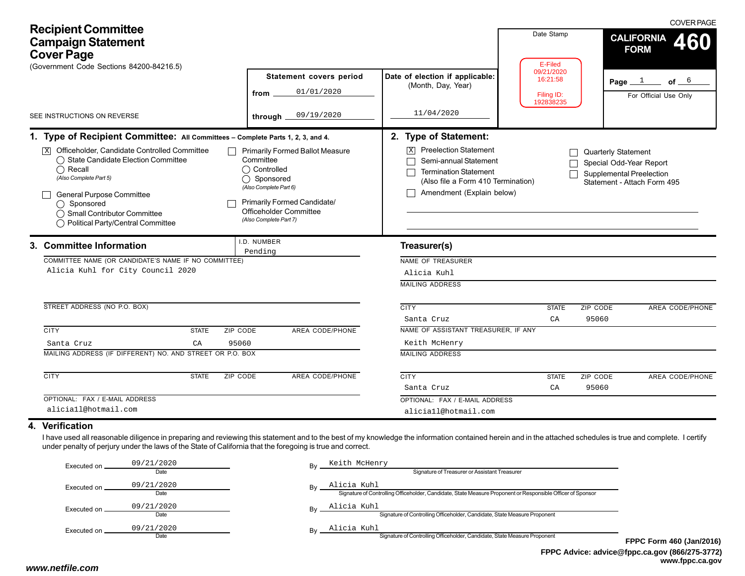# Recipient Committee Campaign Statement Cover Page

(Government Code Sections 84200-84216.5)

COVER PAGE

**CALIFORNIA FORM 460**

Date Stamp

E-Filed
09/21/2020
16:21:58

Filing ID:
192838235

Page 1 of 6

For Official Use Only

SEE INSTRUCTIONS ON REVERSE

**Statement covers period**

from 01/01/2020

through 09/19/2020

**Date of election if applicable:** (Month, Day, Year)

11/04/2020

## 1. Type of Recipient Committee: All Committees – Complete Parts 1, 2, 3, and 4.

- [X] Officeholder, Candidate Controlled Committee
  - ◯ State Candidate Election Committee
  - ◯ Recall
  - *(Also Complete Part 5)*
- [ ] General Purpose Committee
  - ◯ Sponsored
  - ◯ Small Contributor Committee
  - ◯ Political Party/Central Committee
- [ ] Primarily Formed Ballot Measure Committee
  - ◯ Controlled
  - ◯ Sponsored
  - *(Also Complete Part 6)*
- [ ] Primarily Formed Candidate/ Officeholder Committee
  - *(Also Complete Part 7)*

## 2. Type of Statement:

- [X] Preelection Statement
- [ ] Semi-annual Statement
- [ ] Termination Statement (Also file a Form 410 Termination)
- [ ] Amendment (Explain below)
- [ ] Quarterly Statement
- [ ] Special Odd-Year Report
- [ ] Supplemental Preelection Statement - Attach Form 495

## 3. Committee Information

I.D. NUMBER: Pending

COMMITTEE NAME (OR CANDIDATE'S NAME IF NO COMMITTEE): Alicia Kuhl for City Council 2020

STREET ADDRESS (NO P.O. BOX):

| CITY | STATE | ZIP CODE | AREA CODE/PHONE |
|---|---|---|---|
| Santa Cruz | CA | 95060 | |

MAILING ADDRESS (IF DIFFERENT) NO. AND STREET OR P.O. BOX:

| CITY | STATE | ZIP CODE | AREA CODE/PHONE |
|---|---|---|---|
| | | | |

OPTIONAL: FAX / E-MAIL ADDRESS: alicia1l@hotmail.com

### Treasurer(s)

NAME OF TREASURER: Alicia Kuhl

MAILING ADDRESS:

| CITY | STATE | ZIP CODE | AREA CODE/PHONE |
|---|---|---|---|
| Santa Cruz | CA | 95060 | |

NAME OF ASSISTANT TREASURER, IF ANY: Keith McHenry

MAILING ADDRESS:

| CITY | STATE | ZIP CODE | AREA CODE/PHONE |
|---|---|---|---|
| Santa Cruz | CA | 95060 | |

OPTIONAL: FAX / E-MAIL ADDRESS: alicia1l@hotmail.com

## 4. Verification

I have used all reasonable diligence in preparing and reviewing this statement and to the best of my knowledge the information contained herein and in the attached schedules is true and complete. I certify under penalty of perjury under the laws of the State of California that the foregoing is true and correct.

Executed on 09/21/2020 (Date) By Keith McHenry (Signature of Treasurer or Assistant Treasurer)

Executed on 09/21/2020 (Date) By Alicia Kuhl (Signature of Controlling Officeholder, Candidate, State Measure Proponent or Responsible Officer of Sponsor)

Executed on 09/21/2020 (Date) By Alicia Kuhl (Signature of Controlling Officeholder, Candidate, State Measure Proponent)

Executed on 09/21/2020 (Date) By Alicia Kuhl (Signature of Controlling Officeholder, Candidate, State Measure Proponent)

FPPC Form 460 (Jan/2016)
FPPC Advice: advice@fppc.ca.gov (866/275-3772)
www.fppc.ca.gov

www.netfile.com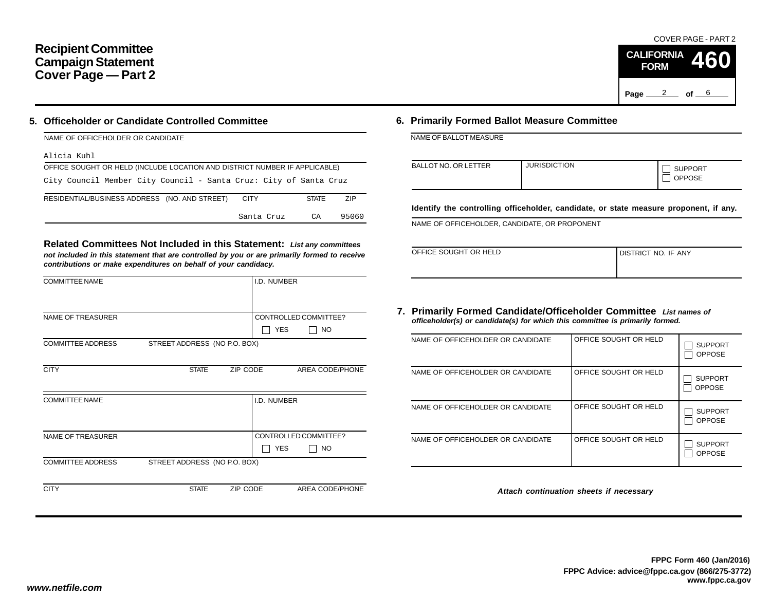# Recipient Committee Campaign Statement Cover Page — Part 2

COVER PAGE - PART 2

**CALIFORNIA FORM 460**

## 5. Officeholder or Candidate Controlled Committee

NAME OF OFFICEHOLDER OR CANDIDATE

Alicia Kuhl

OFFICE SOUGHT OR HELD (INCLUDE LOCATION AND DISTRICT NUMBER IF APPLICABLE)

City Council Member City Council - Santa Cruz: City of Santa Cruz

| RESIDENTIAL/BUSINESS ADDRESS (NO. AND STREET) | CITY | STATE | ZIP |
|---|---|---|---|
| | Santa Cruz | CA | 95060 |

### Related Committees Not Included in this Statement:

*List any committees not included in this statement that are controlled by you or are primarily formed to receive contributions or make expenditures on behalf of your candidacy.*

| COMMITTEE NAME | I.D. NUMBER |
|---|---|
| | |

| NAME OF TREASURER | CONTROLLED COMMITTEE? |
|---|---|
| | ☐ YES ☐ NO |

COMMITTEE ADDRESS STREET ADDRESS (NO P.O. BOX)

| CITY | STATE | ZIP CODE | AREA CODE/PHONE |
|---|---|---|---|
| | | | |

| COMMITTEE NAME | I.D. NUMBER |
|---|---|
| | |

| NAME OF TREASURER | CONTROLLED COMMITTEE? |
|---|---|
| | ☐ YES ☐ NO |

COMMITTEE ADDRESS STREET ADDRESS (NO P.O. BOX)

| CITY | STATE | ZIP CODE | AREA CODE/PHONE |
|---|---|---|---|
| | | | |

## 6. Primarily Formed Ballot Measure Committee

NAME OF BALLOT MEASURE

| BALLOT NO. OR LETTER | JURISDICTION | |
|---|---|---|
| | | ☐ SUPPORT ☐ OPPOSE |

**Identify the controlling officeholder, candidate, or state measure proponent, if any.**

NAME OF OFFICEHOLDER, CANDIDATE, OR PROPONENT

| OFFICE SOUGHT OR HELD | DISTRICT NO. IF ANY |
|---|---|
| | |

## 7. Primarily Formed Candidate/Officeholder Committee

*List names of officeholder(s) or candidate(s) for which this committee is primarily formed.*

| NAME OF OFFICEHOLDER OR CANDIDATE | OFFICE SOUGHT OR HELD | |
|---|---|---|
| | | ☐ SUPPORT ☐ OPPOSE |
| | | ☐ SUPPORT ☐ OPPOSE |
| | | ☐ SUPPORT ☐ OPPOSE |
| | | ☐ SUPPORT ☐ OPPOSE |

*Attach continuation sheets if necessary*

**FPPC Form 460 (Jan/2016)**
**FPPC Advice: advice@fppc.ca.gov (866/275-3772)**
**www.fppc.ca.gov**

*www.netfile.com*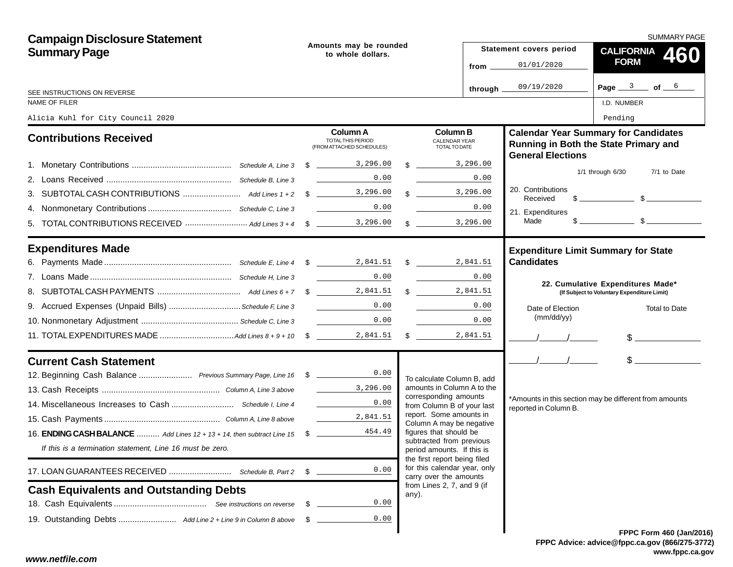# Campaign Disclosure Statement Summary Page

SUMMARY PAGE

Amounts may be rounded to whole dollars.

**Statement covers period**
from 01/01/2020
through 09/19/2020

**CALIFORNIA FORM 460**

SEE INSTRUCTIONS ON REVERSE

NAME OF FILER: Alicia Kuhl for City Council 2020

I.D. NUMBER: Pending

## Contributions Received

| | | Column A TOTAL THIS PERIOD (FROM ATTACHED SCHEDULES) | Column B CALENDAR YEAR TOTAL TO DATE |
|---|---|---|---|
| 1. Monetary Contributions | *Schedule A, Line 3* | $ 3,296.00 | $ 3,296.00 |
| 2. Loans Received | *Schedule B, Line 3* | 0.00 | 0.00 |
| 3. SUBTOTAL CASH CONTRIBUTIONS | *Add Lines 1 + 2* | $ 3,296.00 | $ 3,296.00 |
| 4. Nonmonetary Contributions | *Schedule C, Line 3* | 0.00 | 0.00 |
| 5. TOTAL CONTRIBUTIONS RECEIVED | *Add Lines 3 + 4* | $ 3,296.00 | $ 3,296.00 |

## Expenditures Made

| | | Column A | Column B |
|---|---|---|---|
| 6. Payments Made | *Schedule E, Line 4* | $ 2,841.51 | $ 2,841.51 |
| 7. Loans Made | *Schedule H, Line 3* | 0.00 | 0.00 |
| 8. SUBTOTAL CASH PAYMENTS | *Add Lines 6 + 7* | $ 2,841.51 | $ 2,841.51 |
| 9. Accrued Expenses (Unpaid Bills) | *Schedule F, Line 3* | 0.00 | 0.00 |
| 10. Nonmonetary Adjustment | *Schedule C, Line 3* | 0.00 | 0.00 |
| 11. TOTAL EXPENDITURES MADE | *Add Lines 8 + 9 + 10* | $ 2,841.51 | $ 2,841.51 |

## Current Cash Statement

| | | |
|---|---|---|
| 12. Beginning Cash Balance | *Previous Summary Page, Line 16* | $ 0.00 |
| 13. Cash Receipts | *Column A, Line 3 above* | 3,296.00 |
| 14. Miscellaneous Increases to Cash | *Schedule I, Line 4* | 0.00 |
| 15. Cash Payments | *Column A, Line 8 above* | 2,841.51 |
| 16. **ENDING CASH BALANCE** | *Add Lines 12 + 13 + 14, then subtract Line 15* | $ 454.49 |

*If this is a termination statement, Line 16 must be zero.*

| | | |
|---|---|---|
| 17. LOAN GUARANTEES RECEIVED | *Schedule B, Part 2* | $ 0.00 |

## Cash Equivalents and Outstanding Debts

| | | |
|---|---|---|
| 18. Cash Equivalents | *See instructions on reverse* | $ 0.00 |
| 19. Outstanding Debts | *Add Line 2 + Line 9 in Column B above* | $ 0.00 |

To calculate Column B, add amounts in Column A to the corresponding amounts from Column B of your last report. Some amounts in Column A may be negative figures that should be subtracted from previous period amounts. If this is the first report being filed for this calendar year, only carry over the amounts from Lines 2, 7, and 9 (if any).

## Calendar Year Summary for Candidates Running in Both the State Primary and General Elections

| | 1/1 through 6/30 | 7/1 to Date |
|---|---|---|
| 20. Contributions Received | $ | $ |
| 21. Expenditures Made | $ | $ |

## Expenditure Limit Summary for State Candidates

**22. Cumulative Expenditures Made*** (If Subject to Voluntary Expenditure Limit)

| Date of Election (mm/dd/yy) | Total to Date |
|---|---|
| / / | $ |
| / / | $ |

*Amounts in this section may be different from amounts reported in Column B.

FPPC Form 460 (Jan/2016)
FPPC Advice: advice@fppc.ca.gov (866/275-3772)
www.fppc.ca.gov

www.netfile.com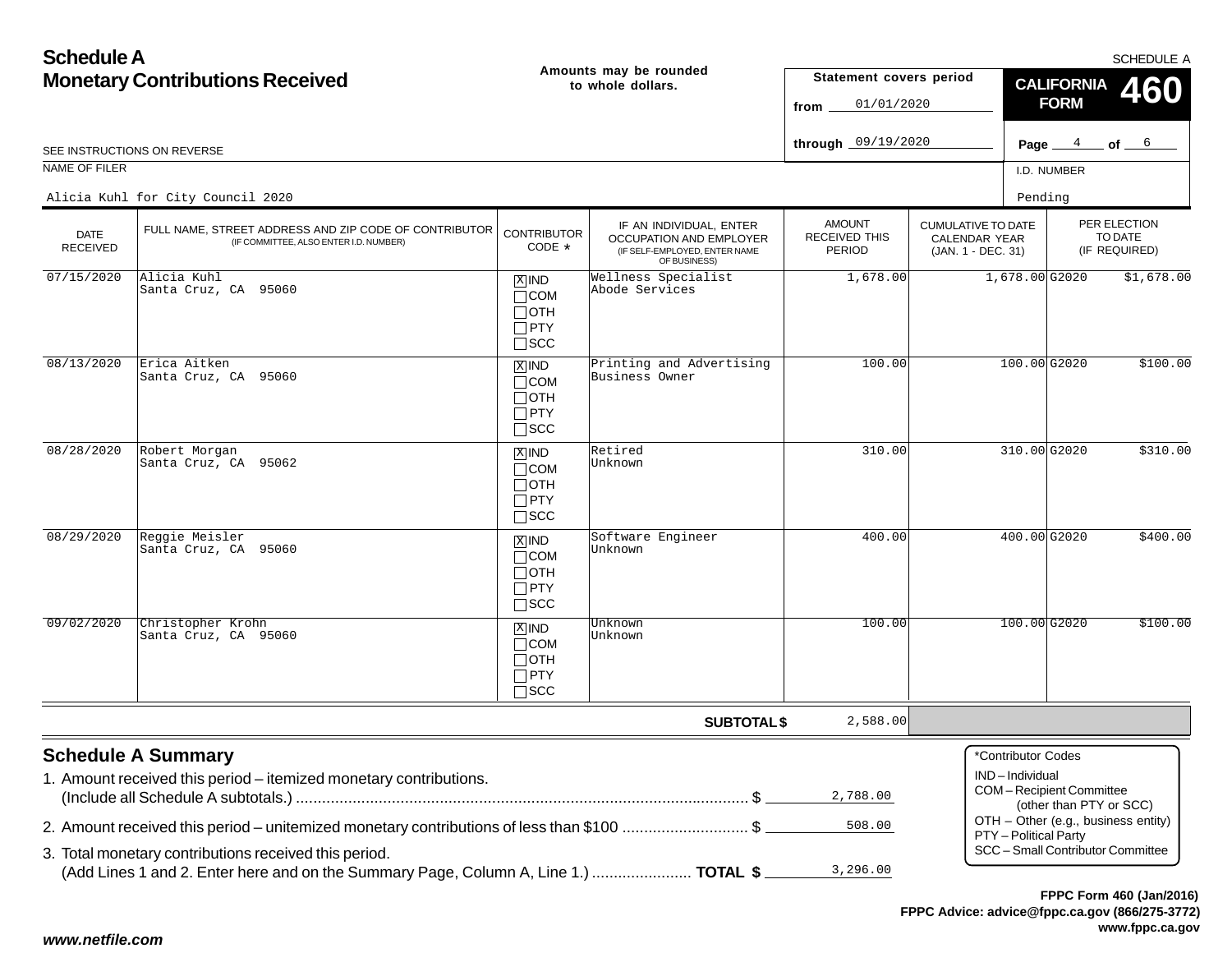# Schedule A
## Monetary Contributions Received

Amounts may be rounded to whole dollars.

SCHEDULE A

**CALIFORNIA FORM 460**

Statement covers period
from 01/01/2020
through 09/19/2020

Page 4 of 6

SEE INSTRUCTIONS ON REVERSE

| NAME OF FILER | I.D. NUMBER |
|---|---|
| Alicia Kuhl for City Council 2020 | Pending |

| DATE RECEIVED | FULL NAME, STREET ADDRESS AND ZIP CODE OF CONTRIBUTOR (IF COMMITTEE, ALSO ENTER I.D. NUMBER) | CONTRIBUTOR CODE * | IF AN INDIVIDUAL, ENTER OCCUPATION AND EMPLOYER (IF SELF-EMPLOYED, ENTER NAME OF BUSINESS) | AMOUNT RECEIVED THIS PERIOD | CUMULATIVE TO DATE CALENDAR YEAR (JAN. 1 - DEC. 31) | PER ELECTION TO DATE (IF REQUIRED) | |
|---|---|---|---|---|---|---|---|
| 07/15/2020 | Alicia Kuhl<br>Santa Cruz, CA 95060 | [X] IND<br>[ ] COM<br>[ ] OTH<br>[ ] PTY<br>[ ] SCC | Wellness Specialist<br>Abode Services | 1,678.00 | 1,678.00 | G2020 | $1,678.00 |
| 08/13/2020 | Erica Aitken<br>Santa Cruz, CA 95060 | [X] IND<br>[ ] COM<br>[ ] OTH<br>[ ] PTY<br>[ ] SCC | Printing and Advertising<br>Business Owner | 100.00 | 100.00 | G2020 | $100.00 |
| 08/28/2020 | Robert Morgan<br>Santa Cruz, CA 95062 | [X] IND<br>[ ] COM<br>[ ] OTH<br>[ ] PTY<br>[ ] SCC | Retired<br>Unknown | 310.00 | 310.00 | G2020 | $310.00 |
| 08/29/2020 | Reggie Meisler<br>Santa Cruz, CA 95060 | [X] IND<br>[ ] COM<br>[ ] OTH<br>[ ] PTY<br>[ ] SCC | Software Engineer<br>Unknown | 400.00 | 400.00 | G2020 | $400.00 |
| 09/02/2020 | Christopher Krohn<br>Santa Cruz, CA 95060 | [X] IND<br>[ ] COM<br>[ ] OTH<br>[ ] PTY<br>[ ] SCC | Unknown<br>Unknown | 100.00 | 100.00 | G2020 | $100.00 |
| | | | **SUBTOTAL $** | 2,588.00 | | | |

## Schedule A Summary

1. Amount received this period – itemized monetary contributions. (Include all Schedule A subtotals.) ........ $ 2,788.00
2. Amount received this period – unitemized monetary contributions of less than $100 ........ $ 508.00
3. Total monetary contributions received this period. (Add Lines 1 and 2. Enter here and on the Summary Page, Column A, Line 1.) ........ **TOTAL $** 3,296.00

*Contributor Codes
- IND – Individual
- COM – Recipient Committee (other than PTY or SCC)
- OTH – Other (e.g., business entity)
- PTY – Political Party
- SCC – Small Contributor Committee

**FPPC Form 460 (Jan/2016)**
**FPPC Advice: advice@fppc.ca.gov (866/275-3772)**
**www.fppc.ca.gov**

*www.netfile.com*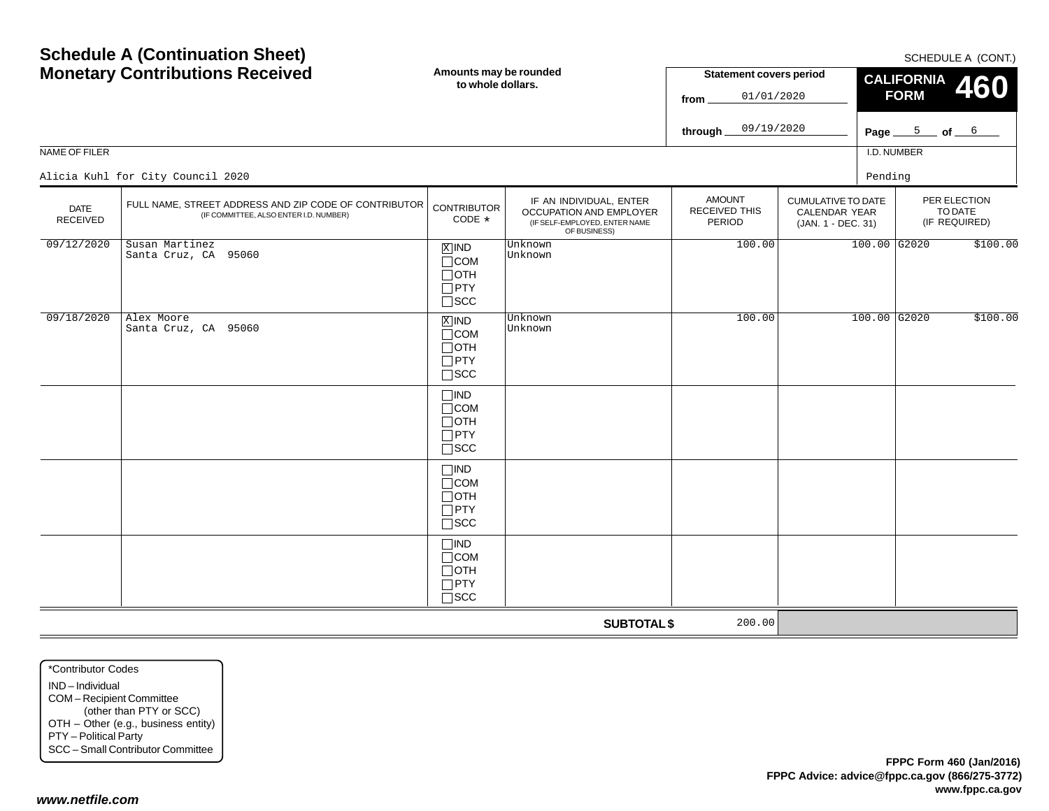# Schedule A (Continuation Sheet)
# Monetary Contributions Received

SCHEDULE A (CONT.)

**Amounts may be rounded to whole dollars.**

**Statement covers period**
from 01/01/2020
through 09/19/2020

**CALIFORNIA FORM 460**

**Page** 5 **of** 6

NAME OF FILER: Alicia Kuhl for City Council 2020

I.D. NUMBER: Pending

| DATE RECEIVED | FULL NAME, STREET ADDRESS AND ZIP CODE OF CONTRIBUTOR (IF COMMITTEE, ALSO ENTER I.D. NUMBER) | CONTRIBUTOR CODE * | IF AN INDIVIDUAL, ENTER OCCUPATION AND EMPLOYER (IF SELF-EMPLOYED, ENTER NAME OF BUSINESS) | AMOUNT RECEIVED THIS PERIOD | CUMULATIVE TO DATE CALENDAR YEAR (JAN. 1 - DEC. 31) | PER ELECTION TO DATE (IF REQUIRED) |
|---|---|---|---|---|---|---|
| 09/12/2020 | Susan Martinez<br>Santa Cruz, CA 95060 | [X] IND<br>[ ] COM<br>[ ] OTH<br>[ ] PTY<br>[ ] SCC | Unknown<br>Unknown | 100.00 | 100.00 | G2020 $100.00 |
| 09/18/2020 | Alex Moore<br>Santa Cruz, CA 95060 | [X] IND<br>[ ] COM<br>[ ] OTH<br>[ ] PTY<br>[ ] SCC | Unknown<br>Unknown | 100.00 | 100.00 | G2020 $100.00 |
| | | [ ] IND<br>[ ] COM<br>[ ] OTH<br>[ ] PTY<br>[ ] SCC | | | | |
| | | [ ] IND<br>[ ] COM<br>[ ] OTH<br>[ ] PTY<br>[ ] SCC | | | | |
| | | [ ] IND<br>[ ] COM<br>[ ] OTH<br>[ ] PTY<br>[ ] SCC | | | | |
| | | | **SUBTOTAL $** | 200.00 | | |

*Contributor Codes
- IND – Individual
- COM – Recipient Committee (other than PTY or SCC)
- OTH – Other (e.g., business entity)
- PTY – Political Party
- SCC – Small Contributor Committee

**FPPC Form 460 (Jan/2016)**
**FPPC Advice: advice@fppc.ca.gov (866/275-3772)**
**www.fppc.ca.gov**

***www.netfile.com***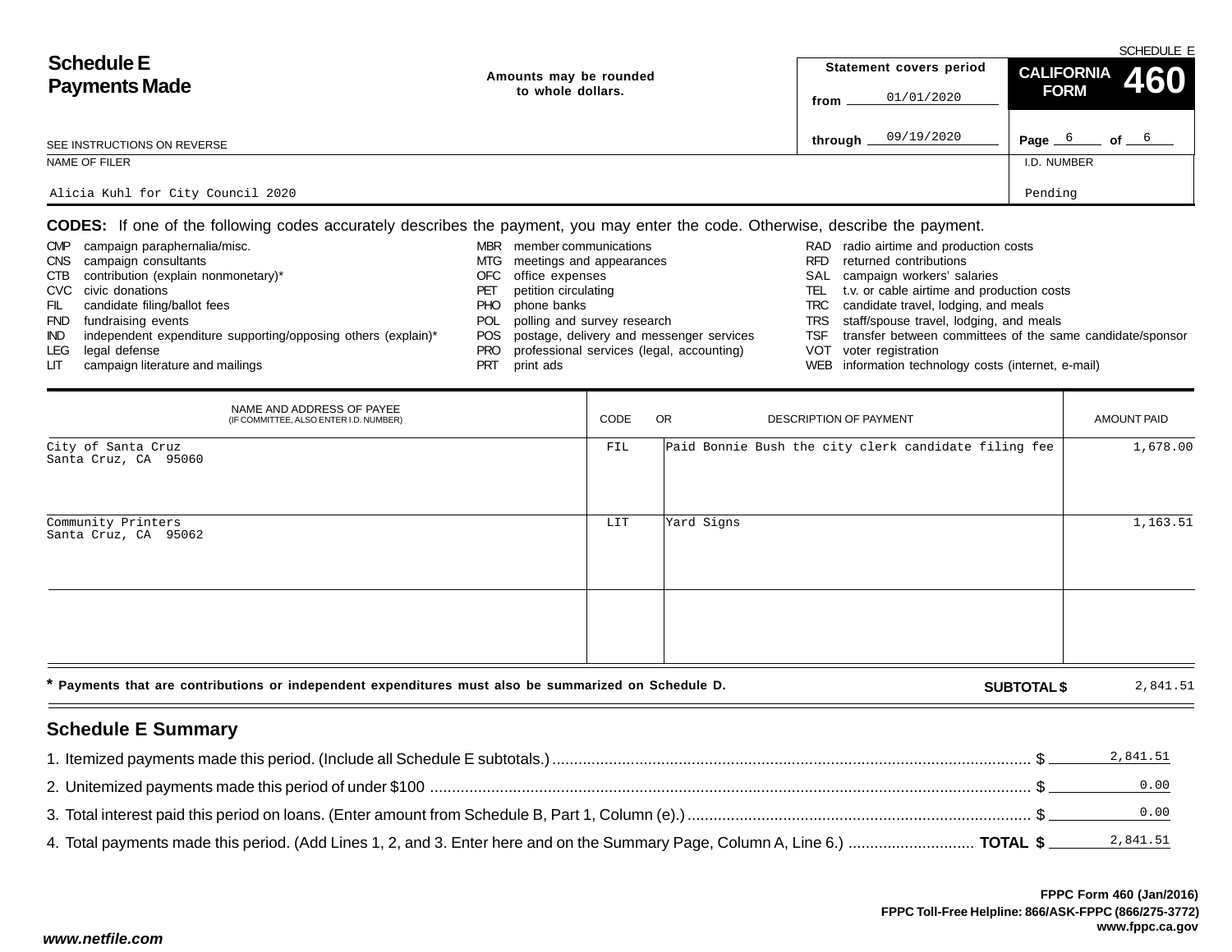# Schedule E Payments Made

Amounts may be rounded to whole dollars.

Statement covers period from 01/01/2020 through 09/19/2020

SCHEDULE E

**CALIFORNIA FORM 460**

SEE INSTRUCTIONS ON REVERSE

NAME OF FILER: Alicia Kuhl for City Council 2020

I.D. NUMBER: Pending

**CODES:** If one of the following codes accurately describes the payment, you may enter the code. Otherwise, describe the payment.

- CMP campaign paraphernalia/misc.
- CNS campaign consultants
- CTB contribution (explain nonmonetary)*
- CVC civic donations
- FIL candidate filing/ballot fees
- FND fundraising events
- IND independent expenditure supporting/opposing others (explain)*
- LEG legal defense
- LIT campaign literature and mailings
- MBR member communications
- MTG meetings and appearances
- OFC office expenses
- PET petition circulating
- PHO phone banks
- POL polling and survey research
- POS postage, delivery and messenger services
- PRO professional services (legal, accounting)
- PRT print ads
- RAD radio airtime and production costs
- RFD returned contributions
- SAL campaign workers' salaries
- TEL t.v. or cable airtime and production costs
- TRC candidate travel, lodging, and meals
- TRS staff/spouse travel, lodging, and meals
- TSF transfer between committees of the same candidate/sponsor
- VOT voter registration
- WEB information technology costs (internet, e-mail)

| NAME AND ADDRESS OF PAYEE (IF COMMITTEE, ALSO ENTER I.D. NUMBER) | CODE | OR DESCRIPTION OF PAYMENT | AMOUNT PAID |
|---|---|---|---|
| City of Santa Cruz<br>Santa Cruz, CA 95060 | FIL | Paid Bonnie Bush the city clerk candidate filing fee | 1,678.00 |
| Community Printers<br>Santa Cruz, CA 95062 | LIT | Yard Signs | 1,163.51 |
| | | | |

\* Payments that are contributions or independent expenditures must also be summarized on Schedule D.

**SUBTOTAL $** 2,841.51

## Schedule E Summary

1. Itemized payments made this period. (Include all Schedule E subtotals.) $ 2,841.51
2. Unitemized payments made this period of under $100 $ 0.00
3. Total interest paid this period on loans. (Enter amount from Schedule B, Part 1, Column (e).) $ 0.00
4. Total payments made this period. (Add Lines 1, 2, and 3. Enter here and on the Summary Page, Column A, Line 6.) **TOTAL $** 2,841.51

**FPPC Form 460 (Jan/2016)**
**FPPC Toll-Free Helpline: 866/ASK-FPPC (866/275-3772)**
**www.fppc.ca.gov**

***www.netfile.com***